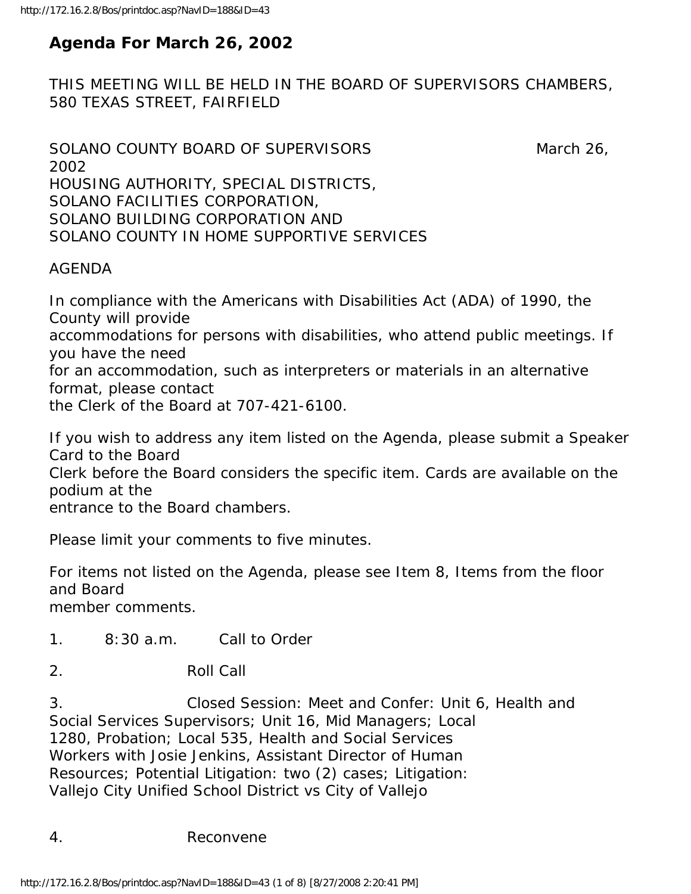# Agenda For March 26, 2002

THIS MEETING WILL BE HELD IN THE BOARD OF SUPERVISORS CHAMBERS, 580 TEXAS STREET, FAIRFIELD

SOLANO COUNTY BOARD OF SUPERVISORS March 26, 2002
HOUSING AUTHORITY, SPECIAL DISTRICTS,
SOLANO FACILITIES CORPORATION,
SOLANO BUILDING CORPORATION AND
SOLANO COUNTY IN HOME SUPPORTIVE SERVICES

AGENDA

In compliance with the Americans with Disabilities Act (ADA) of 1990, the County will provide accommodations for persons with disabilities, who attend public meetings. If you have the need for an accommodation, such as interpreters or materials in an alternative format, please contact the Clerk of the Board at 707-421-6100.

If you wish to address any item listed on the Agenda, please submit a Speaker Card to the Board Clerk before the Board considers the specific item. Cards are available on the podium at the entrance to the Board chambers.

Please limit your comments to five minutes.

For items not listed on the Agenda, please see Item 8, Items from the floor and Board member comments.

1. 8:30 a.m. Call to Order

2. Roll Call

3. Closed Session: Meet and Confer: Unit 6, Health and Social Services Supervisors; Unit 16, Mid Managers; Local 1280, Probation; Local 535, Health and Social Services Workers with Josie Jenkins, Assistant Director of Human Resources; Potential Litigation: two (2) cases; Litigation: Vallejo City Unified School District vs City of Vallejo

4. Reconvene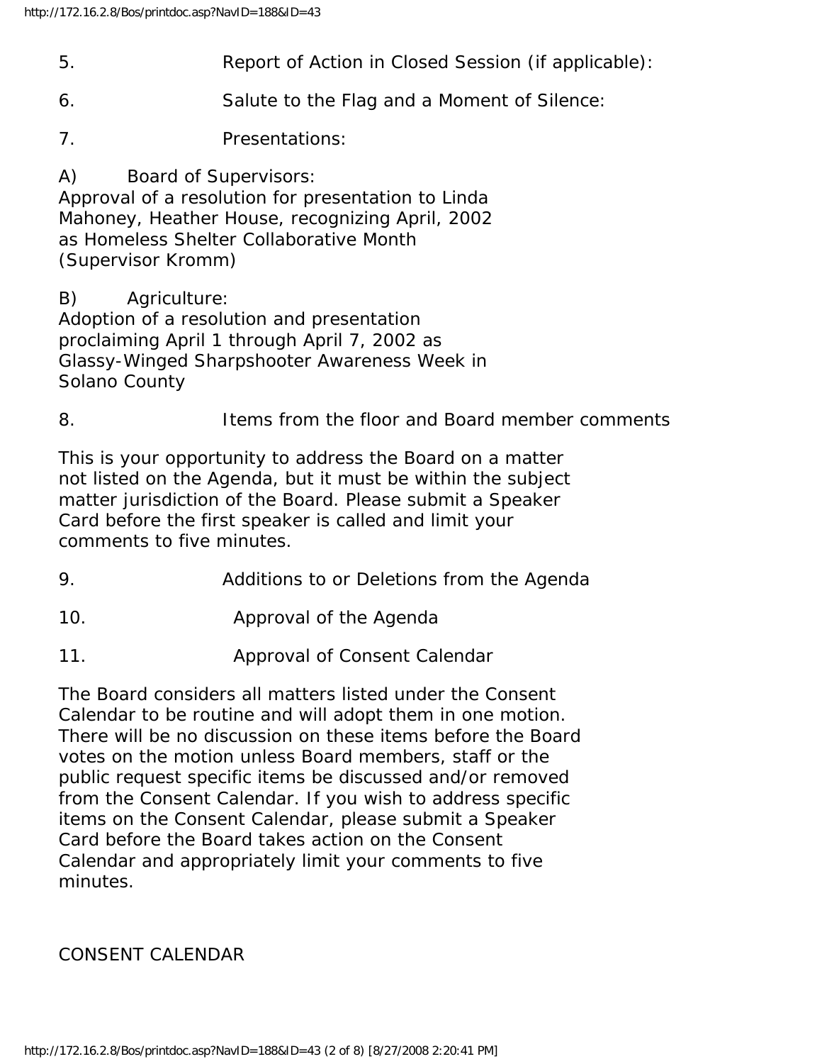5. Report of Action in Closed Session (if applicable):

6. Salute to the Flag and a Moment of Silence:

7. Presentations:

A) Board of Supervisors:
Approval of a resolution for presentation to Linda Mahoney, Heather House, recognizing April, 2002 as Homeless Shelter Collaborative Month (Supervisor Kromm)

B) Agriculture:
Adoption of a resolution and presentation proclaiming April 1 through April 7, 2002 as Glassy-Winged Sharpshooter Awareness Week in Solano County

8. Items from the floor and Board member comments

This is your opportunity to address the Board on a matter not listed on the Agenda, but it must be within the subject matter jurisdiction of the Board. Please submit a Speaker Card before the first speaker is called and limit your comments to five minutes.

9. Additions to or Deletions from the Agenda

10. Approval of the Agenda

11. Approval of Consent Calendar

The Board considers all matters listed under the Consent Calendar to be routine and will adopt them in one motion. There will be no discussion on these items before the Board votes on the motion unless Board members, staff or the public request specific items be discussed and/or removed from the Consent Calendar. If you wish to address specific items on the Consent Calendar, please submit a Speaker Card before the Board takes action on the Consent Calendar and appropriately limit your comments to five minutes.

CONSENT CALENDAR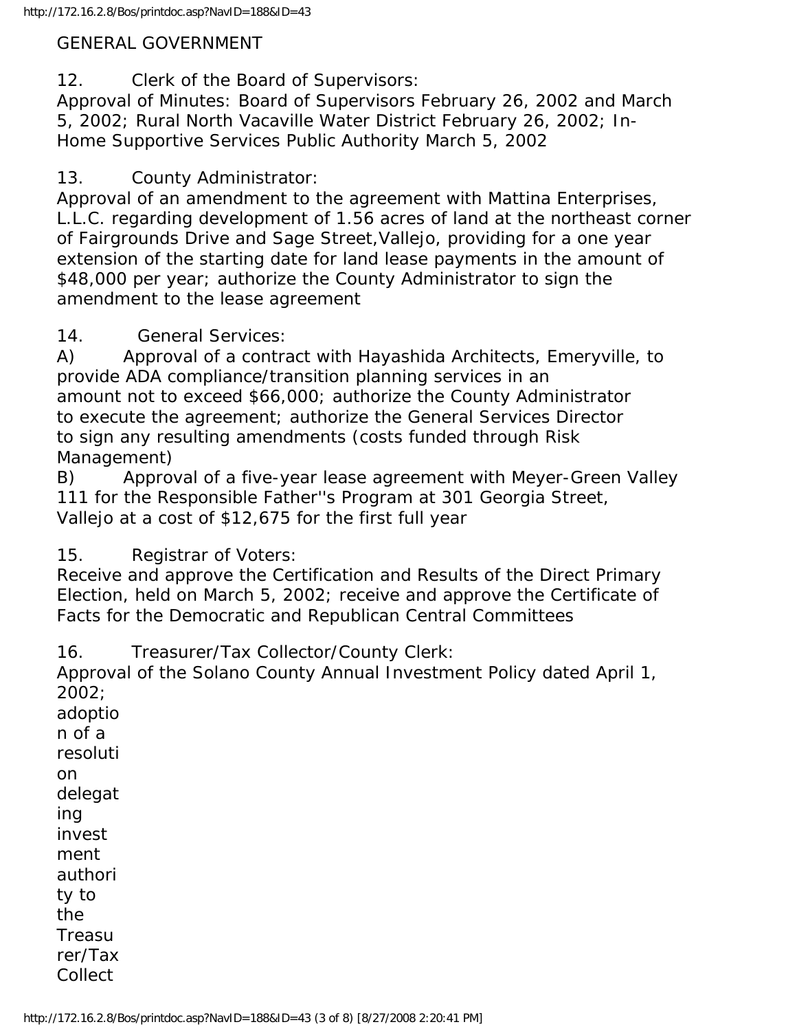GENERAL GOVERNMENT

12. Clerk of the Board of Supervisors:
Approval of Minutes: Board of Supervisors February 26, 2002 and March 5, 2002; Rural North Vacaville Water District February 26, 2002; In-Home Supportive Services Public Authority March 5, 2002

13. County Administrator:
Approval of an amendment to the agreement with Mattina Enterprises, L.L.C. regarding development of 1.56 acres of land at the northeast corner of Fairgrounds Drive and Sage Street,Vallejo, providing for a one year extension of the starting date for land lease payments in the amount of $48,000 per year; authorize the County Administrator to sign the amendment to the lease agreement

14. General Services:
A) Approval of a contract with Hayashida Architects, Emeryville, to provide ADA compliance/transition planning services in an amount not to exceed $66,000; authorize the County Administrator to execute the agreement; authorize the General Services Director to sign any resulting amendments (costs funded through Risk Management)
B) Approval of a five-year lease agreement with Meyer-Green Valley 111 for the Responsible Father''s Program at 301 Georgia Street, Vallejo at a cost of $12,675 for the first full year

15. Registrar of Voters:
Receive and approve the Certification and Results of the Direct Primary Election, held on March 5, 2002; receive and approve the Certificate of Facts for the Democratic and Republican Central Committees

16. Treasurer/Tax Collector/County Clerk:
Approval of the Solano County Annual Investment Policy dated April 1, 2002; adoption of a resolution delegating investment authority to the Treasurer/Tax Collect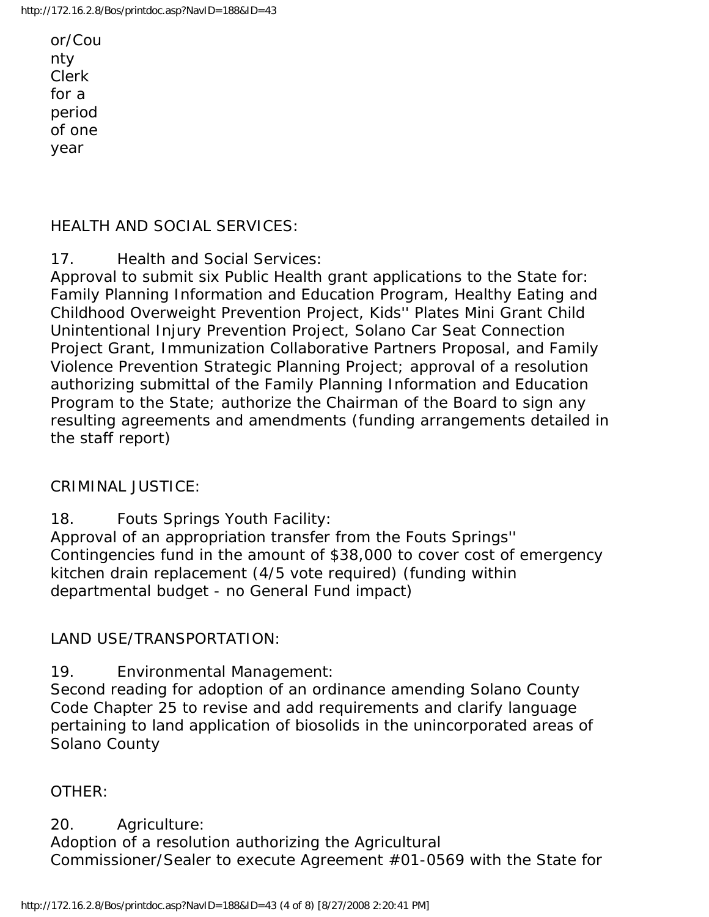or/County Clerk for a period of one year

HEALTH AND SOCIAL SERVICES:

17. Health and Social Services:
Approval to submit six Public Health grant applications to the State for: Family Planning Information and Education Program, Healthy Eating and Childhood Overweight Prevention Project, Kids'' Plates Mini Grant Child Unintentional Injury Prevention Project, Solano Car Seat Connection Project Grant, Immunization Collaborative Partners Proposal, and Family Violence Prevention Strategic Planning Project; approval of a resolution authorizing submittal of the Family Planning Information and Education Program to the State; authorize the Chairman of the Board to sign any resulting agreements and amendments (funding arrangements detailed in the staff report)

CRIMINAL JUSTICE:

18. Fouts Springs Youth Facility:
Approval of an appropriation transfer from the Fouts Springs'' Contingencies fund in the amount of $38,000 to cover cost of emergency kitchen drain replacement (4/5 vote required) (funding within departmental budget - no General Fund impact)

LAND USE/TRANSPORTATION:

19. Environmental Management:
Second reading for adoption of an ordinance amending Solano County Code Chapter 25 to revise and add requirements and clarify language pertaining to land application of biosolids in the unincorporated areas of Solano County

OTHER:

20. Agriculture:
Adoption of a resolution authorizing the Agricultural Commissioner/Sealer to execute Agreement #01-0569 with the State for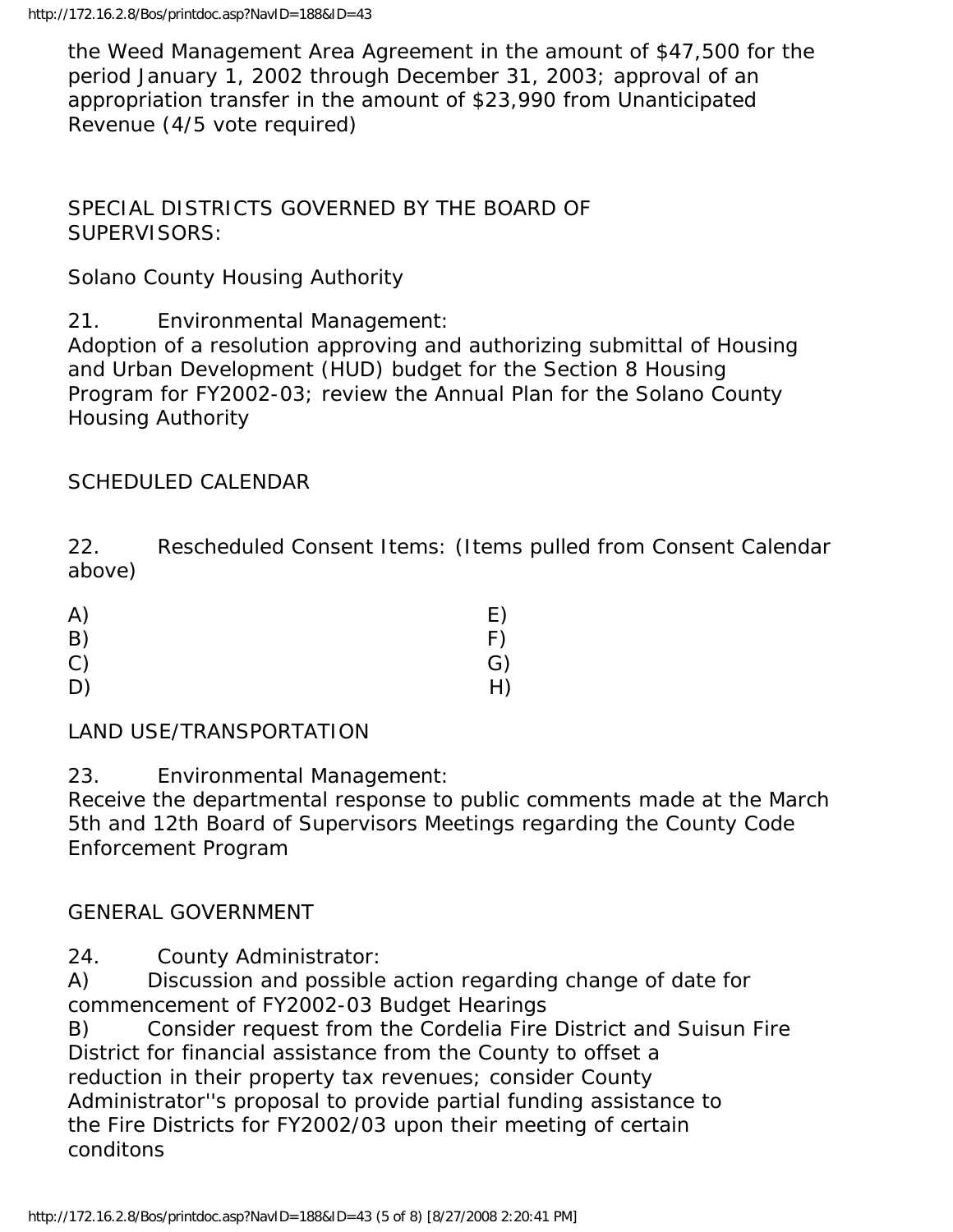the Weed Management Area Agreement in the amount of $47,500 for the period January 1, 2002 through December 31, 2003; approval of an appropriation transfer in the amount of $23,990 from Unanticipated Revenue (4/5 vote required)

SPECIAL DISTRICTS GOVERNED BY THE BOARD OF SUPERVISORS:

Solano County Housing Authority

21. Environmental Management:
Adoption of a resolution approving and authorizing submittal of Housing and Urban Development (HUD) budget for the Section 8 Housing Program for FY2002-03; review the Annual Plan for the Solano County Housing Authority

SCHEDULED CALENDAR

22. Rescheduled Consent Items: (Items pulled from Consent Calendar above)

| | |
|---|---|
| A) | E) |
| B) | F) |
| C) | G) |
| D) | H) |

LAND USE/TRANSPORTATION

23. Environmental Management:
Receive the departmental response to public comments made at the March 5th and 12th Board of Supervisors Meetings regarding the County Code Enforcement Program

GENERAL GOVERNMENT

24. County Administrator:
A) Discussion and possible action regarding change of date for commencement of FY2002-03 Budget Hearings
B) Consider request from the Cordelia Fire District and Suisun Fire District for financial assistance from the County to offset a reduction in their property tax revenues; consider County Administrator''s proposal to provide partial funding assistance to the Fire Districts for FY2002/03 upon their meeting of certain conditons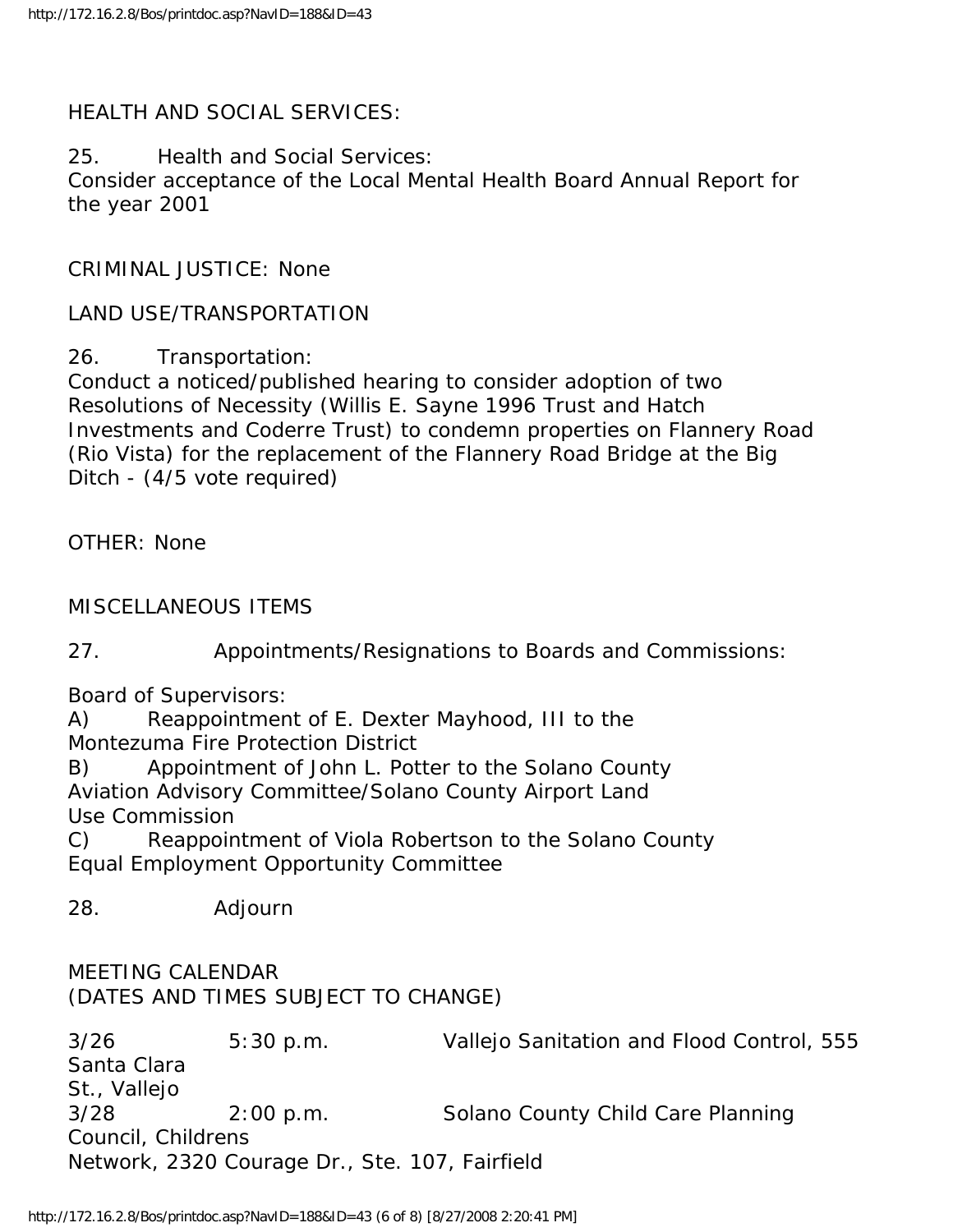HEALTH AND SOCIAL SERVICES:

25. Health and Social Services:
Consider acceptance of the Local Mental Health Board Annual Report for the year 2001

CRIMINAL JUSTICE: None

LAND USE/TRANSPORTATION

26. Transportation:
Conduct a noticed/published hearing to consider adoption of two Resolutions of Necessity (Willis E. Sayne 1996 Trust and Hatch Investments and Coderre Trust) to condemn properties on Flannery Road (Rio Vista) for the replacement of the Flannery Road Bridge at the Big Ditch - (4/5 vote required)

OTHER: None

MISCELLANEOUS ITEMS

27. Appointments/Resignations to Boards and Commissions:

Board of Supervisors:
A) Reappointment of E. Dexter Mayhood, III to the Montezuma Fire Protection District
B) Appointment of John L. Potter to the Solano County Aviation Advisory Committee/Solano County Airport Land Use Commission
C) Reappointment of Viola Robertson to the Solano County Equal Employment Opportunity Committee

28. Adjourn

MEETING CALENDAR
(DATES AND TIMES SUBJECT TO CHANGE)

3/26 5:30 p.m. Vallejo Sanitation and Flood Control, 555 Santa Clara St., Vallejo
3/28 2:00 p.m. Solano County Child Care Planning Council, Childrens Network, 2320 Courage Dr., Ste. 107, Fairfield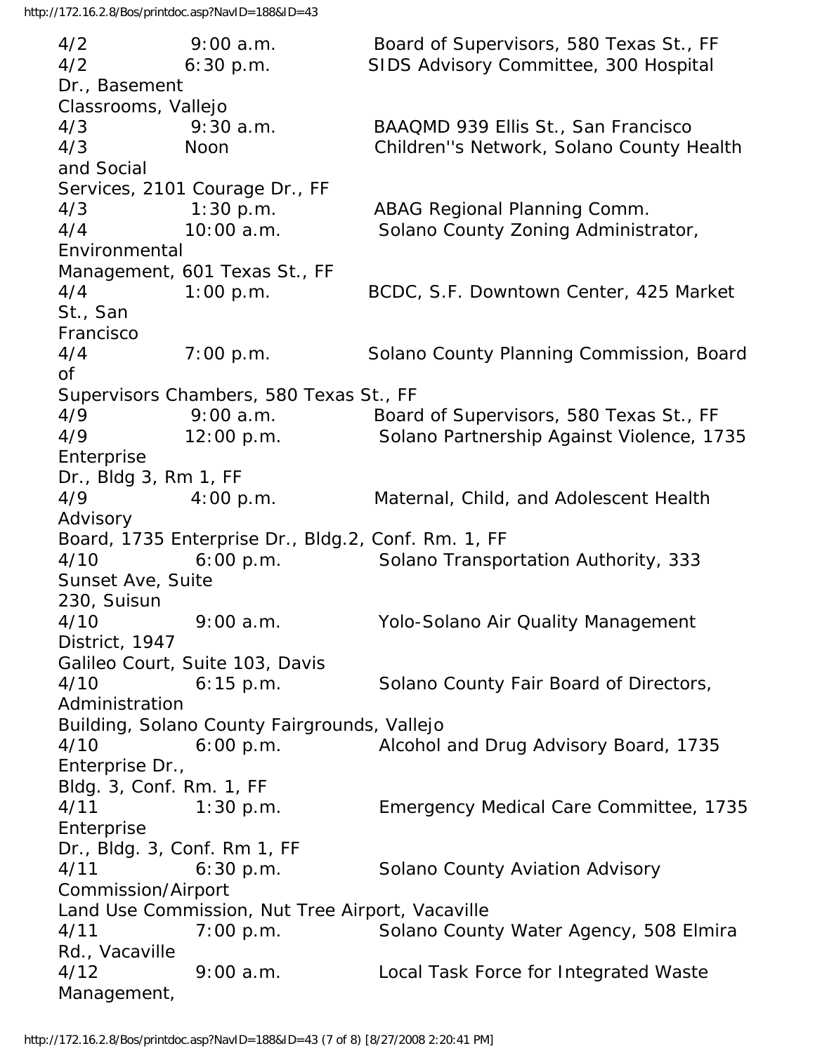| | | |
|---|---|---|
| 4/2 | 9:00 a.m. | Board of Supervisors, 580 Texas St., FF |
| 4/2 | 6:30 p.m. | SIDS Advisory Committee, 300 Hospital Dr., Basement Classrooms, Vallejo |
| 4/3 | 9:30 a.m. | BAAQMD 939 Ellis St., San Francisco |
| 4/3 | Noon | Children''s Network, Solano County Health and Social Services, 2101 Courage Dr., FF |
| 4/3 | 1:30 p.m. | ABAG Regional Planning Comm. |
| 4/4 | 10:00 a.m. | Solano County Zoning Administrator, Environmental Management, 601 Texas St., FF |
| 4/4 | 1:00 p.m. | BCDC, S.F. Downtown Center, 425 Market St., San Francisco |
| 4/4 | 7:00 p.m. | Solano County Planning Commission, Board of Supervisors Chambers, 580 Texas St., FF |
| 4/9 | 9:00 a.m. | Board of Supervisors, 580 Texas St., FF |
| 4/9 | 12:00 p.m. | Solano Partnership Against Violence, 1735 Enterprise Dr., Bldg 3, Rm 1, FF |
| 4/9 | 4:00 p.m. | Maternal, Child, and Adolescent Health Advisory Board, 1735 Enterprise Dr., Bldg.2, Conf. Rm. 1, FF |
| 4/10 | 6:00 p.m. | Solano Transportation Authority, 333 Sunset Ave, Suite 230, Suisun |
| 4/10 | 9:00 a.m. | Yolo-Solano Air Quality Management District, 1947 Galileo Court, Suite 103, Davis |
| 4/10 | 6:15 p.m. | Solano County Fair Board of Directors, Administration Building, Solano County Fairgrounds, Vallejo |
| 4/10 | 6:00 p.m. | Alcohol and Drug Advisory Board, 1735 Enterprise Dr., Bldg. 3, Conf. Rm. 1, FF |
| 4/11 | 1:30 p.m. | Emergency Medical Care Committee, 1735 Enterprise Dr., Bldg. 3, Conf. Rm 1, FF |
| 4/11 | 6:30 p.m. | Solano County Aviation Advisory Commission/Airport Land Use Commission, Nut Tree Airport, Vacaville |
| 4/11 | 7:00 p.m. | Solano County Water Agency, 508 Elmira Rd., Vacaville |
| 4/12 | 9:00 a.m. | Local Task Force for Integrated Waste Management, |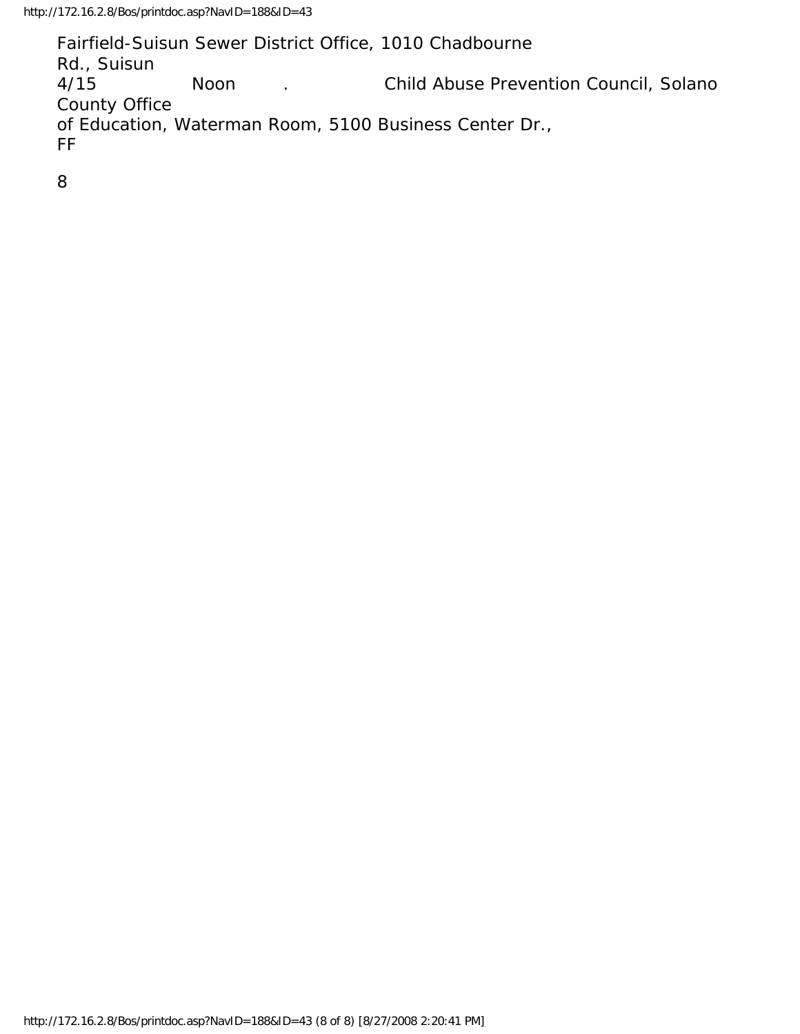Fairfield-Suisun Sewer District Office, 1010 Chadbourne Rd., Suisun

4/15 Noon . Child Abuse Prevention Council, Solano County Office of Education, Waterman Room, 5100 Business Center Dr., FF